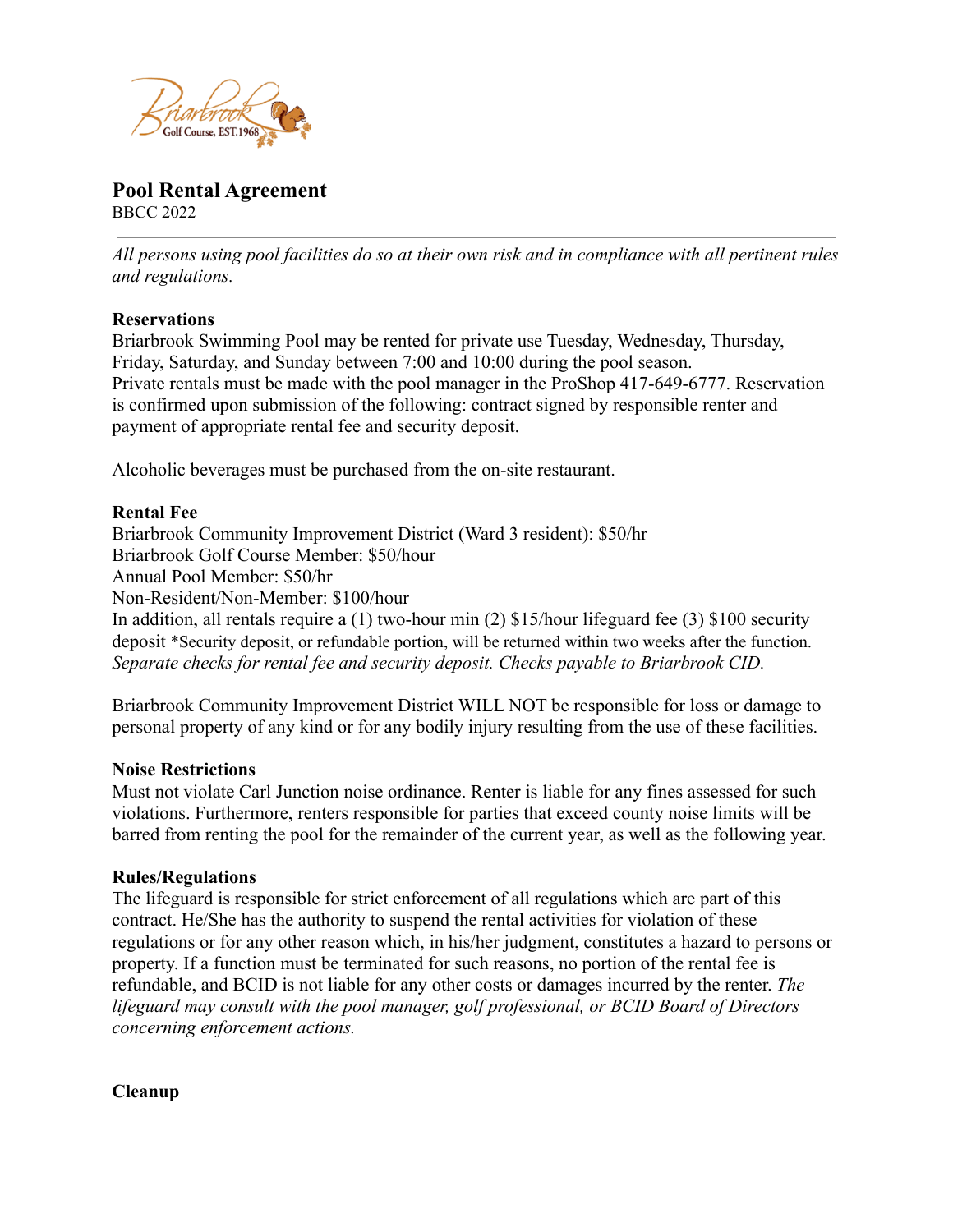# Pool Rental Agreement

BBCC 2022

---

*All persons using pool facilities do so at their own risk and in compliance with all pertinent rules and regulations.*

**Reservations**

Briarbrook Swimming Pool may be rented for private use Tuesday, Wednesday, Thursday, Friday, Saturday, and Sunday between 7:00 and 10:00 during the pool season.
Private rentals must be made with the pool manager in the ProShop 417-649-6777. Reservation is confirmed upon submission of the following: contract signed by responsible renter and payment of appropriate rental fee and security deposit.

Alcoholic beverages must be purchased from the on-site restaurant.

**Rental Fee**

Briarbrook Community Improvement District (Ward 3 resident): $50/hr
Briarbrook Golf Course Member: $50/hour
Annual Pool Member: $50/hr
Non-Resident/Non-Member: $100/hour
In addition, all rentals require a (1) two-hour min (2) $15/hour lifeguard fee (3) $100 security deposit *Security deposit, or refundable portion, will be returned within two weeks after the function.
*Separate checks for rental fee and security deposit. Checks payable to Briarbrook CID.*

Briarbrook Community Improvement District WILL NOT be responsible for loss or damage to personal property of any kind or for any bodily injury resulting from the use of these facilities.

**Noise Restrictions**

Must not violate Carl Junction noise ordinance. Renter is liable for any fines assessed for such violations. Furthermore, renters responsible for parties that exceed county noise limits will be barred from renting the pool for the remainder of the current year, as well as the following year.

**Rules/Regulations**

The lifeguard is responsible for strict enforcement of all regulations which are part of this contract. He/She has the authority to suspend the rental activities for violation of these regulations or for any other reason which, in his/her judgment, constitutes a hazard to persons or property. If a function must be terminated for such reasons, no portion of the rental fee is refundable, and BCID is not liable for any other costs or damages incurred by the renter. *The lifeguard may consult with the pool manager, golf professional, or BCID Board of Directors concerning enforcement actions.*

**Cleanup**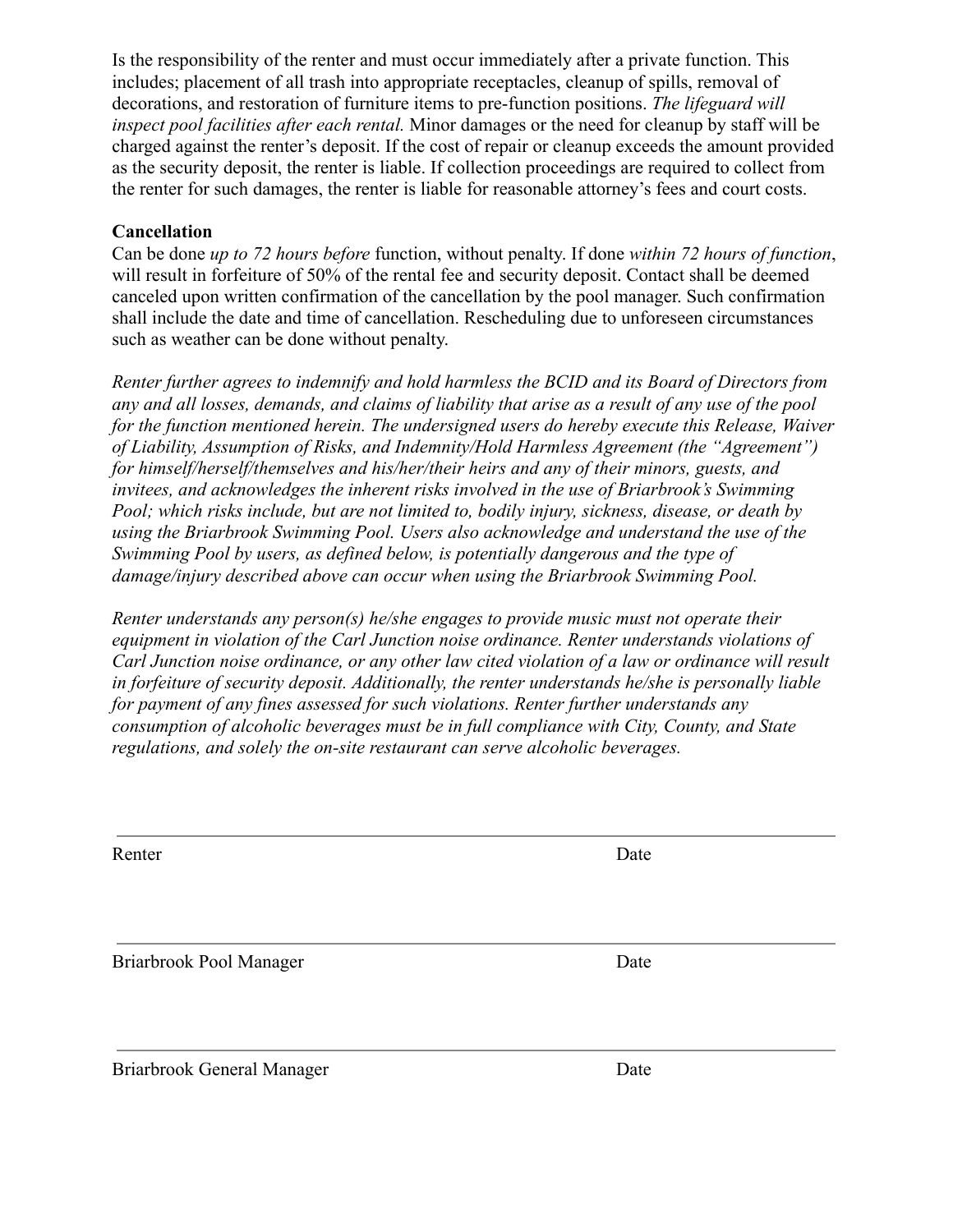Is the responsibility of the renter and must occur immediately after a private function. This includes; placement of all trash into appropriate receptacles, cleanup of spills, removal of decorations, and restoration of furniture items to pre-function positions. *The lifeguard will inspect pool facilities after each rental.* Minor damages or the need for cleanup by staff will be charged against the renter's deposit. If the cost of repair or cleanup exceeds the amount provided as the security deposit, the renter is liable. If collection proceedings are required to collect from the renter for such damages, the renter is liable for reasonable attorney's fees and court costs.

**Cancellation**
Can be done *up to 72 hours before* function, without penalty. If done *within 72 hours of function*, will result in forfeiture of 50% of the rental fee and security deposit. Contact shall be deemed canceled upon written confirmation of the cancellation by the pool manager. Such confirmation shall include the date and time of cancellation. Rescheduling due to unforeseen circumstances such as weather can be done without penalty.

*Renter further agrees to indemnify and hold harmless the BCID and its Board of Directors from any and all losses, demands, and claims of liability that arise as a result of any use of the pool for the function mentioned herein. The undersigned users do hereby execute this Release, Waiver of Liability, Assumption of Risks, and Indemnity/Hold Harmless Agreement (the "Agreement") for himself/herself/themselves and his/her/their heirs and any of their minors, guests, and invitees, and acknowledges the inherent risks involved in the use of Briarbrook's Swimming Pool; which risks include, but are not limited to, bodily injury, sickness, disease, or death by using the Briarbrook Swimming Pool. Users also acknowledge and understand the use of the Swimming Pool by users, as defined below, is potentially dangerous and the type of damage/injury described above can occur when using the Briarbrook Swimming Pool.*

*Renter understands any person(s) he/she engages to provide music must not operate their equipment in violation of the Carl Junction noise ordinance. Renter understands violations of Carl Junction noise ordinance, or any other law cited violation of a law or ordinance will result in forfeiture of security deposit. Additionally, the renter understands he/she is personally liable for payment of any fines assessed for such violations. Renter further understands any consumption of alcoholic beverages must be in full compliance with City, County, and State regulations, and solely the on-site restaurant can serve alcoholic beverages.*

---

Renter Date

---

Briarbrook Pool Manager Date

---

Briarbrook General Manager Date